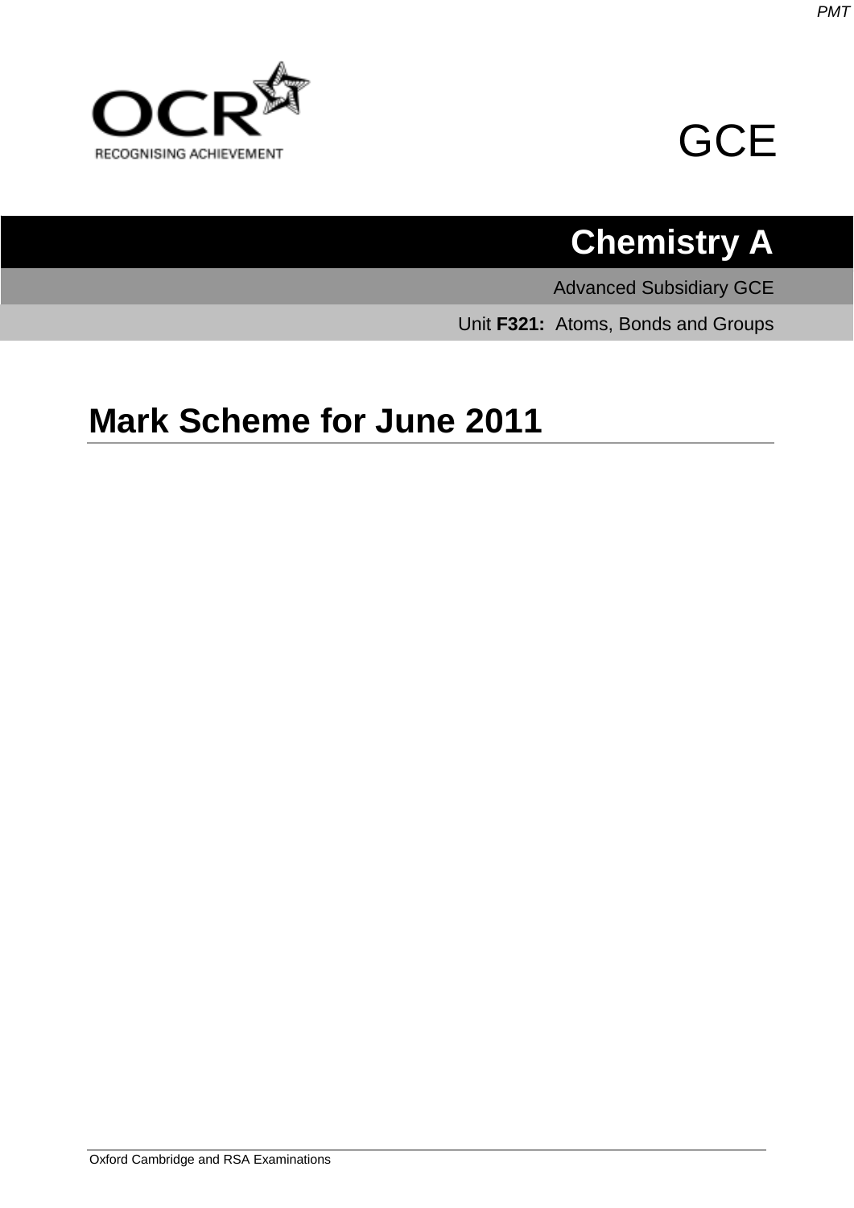OCR

RECOGNISING ACHIEVEMENT

GCE

# Chemistry A

Advanced Subsidiary GCE

Unit **F321:** Atoms, Bonds and Groups

## Mark Scheme for June 2011

Oxford Cambridge and RSA Examinations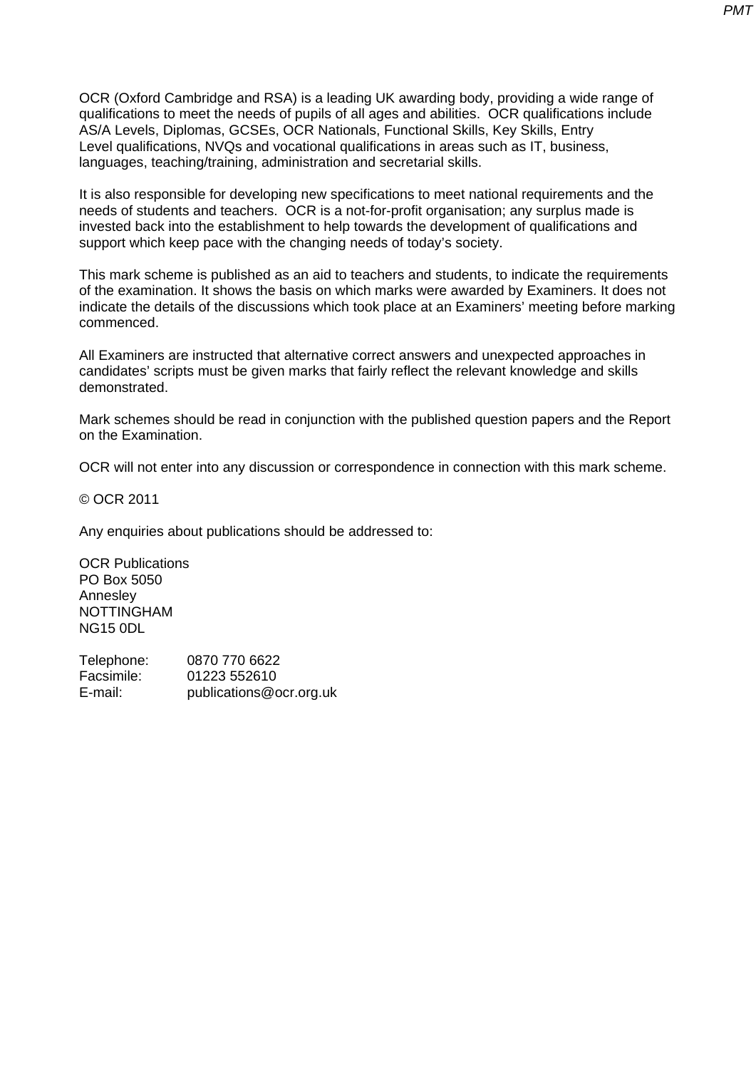OCR (Oxford Cambridge and RSA) is a leading UK awarding body, providing a wide range of qualifications to meet the needs of pupils of all ages and abilities. OCR qualifications include AS/A Levels, Diplomas, GCSEs, OCR Nationals, Functional Skills, Key Skills, Entry Level qualifications, NVQs and vocational qualifications in areas such as IT, business, languages, teaching/training, administration and secretarial skills.

It is also responsible for developing new specifications to meet national requirements and the needs of students and teachers. OCR is a not-for-profit organisation; any surplus made is invested back into the establishment to help towards the development of qualifications and support which keep pace with the changing needs of today's society.

This mark scheme is published as an aid to teachers and students, to indicate the requirements of the examination. It shows the basis on which marks were awarded by Examiners. It does not indicate the details of the discussions which took place at an Examiners' meeting before marking commenced.

All Examiners are instructed that alternative correct answers and unexpected approaches in candidates' scripts must be given marks that fairly reflect the relevant knowledge and skills demonstrated.

Mark schemes should be read in conjunction with the published question papers and the Report on the Examination.

OCR will not enter into any discussion or correspondence in connection with this mark scheme.

© OCR 2011

Any enquiries about publications should be addressed to:

OCR Publications
PO Box 5050
Annesley
NOTTINGHAM
NG15 0DL

Telephone: 0870 770 6622
Facsimile: 01223 552610
E-mail: publications@ocr.org.uk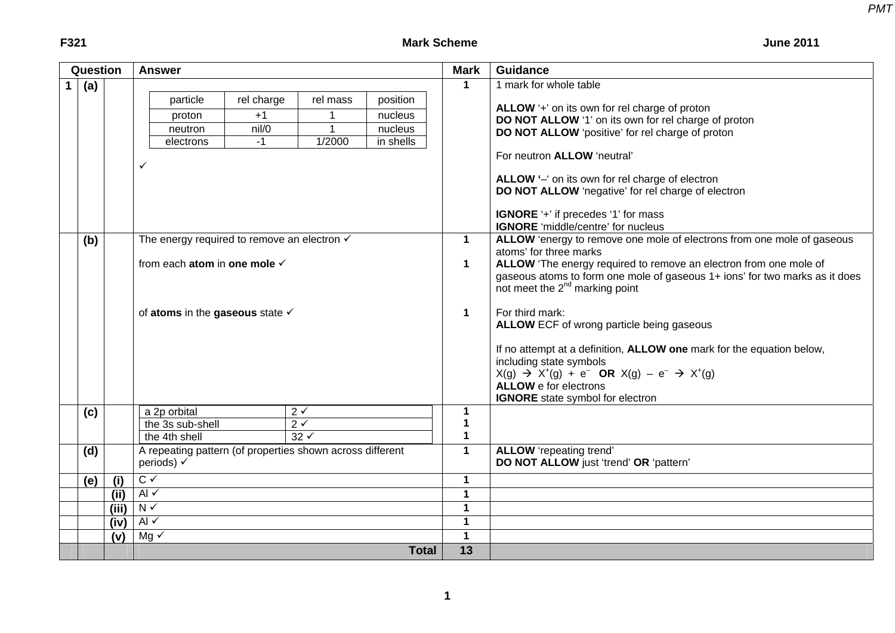| Question | | | Answer | Mark | Guidance |
|---|---|---|---|---|---|
| 1 | (a) | | <table><tr><th>particle</th><th>rel charge</th><th>rel mass</th><th>position</th></tr><tr><td>proton</td><td>+1</td><td>1</td><td>nucleus</td></tr><tr><td>neutron</td><td>nil/0</td><td>1</td><td>nucleus</td></tr><tr><td>electrons</td><td>-1</td><td>1/2000</td><td>in shells</td></tr></table> ✓ | 1 | 1 mark for whole table<br><br>**ALLOW** '+' on its own for rel charge of proton<br>**DO NOT ALLOW** '1' on its own for rel charge of proton<br>**DO NOT ALLOW** 'positive' for rel charge of proton<br><br>For neutron **ALLOW** 'neutral'<br><br>**ALLOW** '–' on its own for rel charge of electron<br>**DO NOT ALLOW** 'negative' for rel charge of electron<br><br>**IGNORE** '+' if precedes '1' for mass<br>**IGNORE** 'middle/centre' for nucleus |
| | (b) | | The energy required to remove an electron ✓<br><br>from each **atom** in **one mole** ✓<br><br>of **atoms** in the **gaseous** state ✓ | 1<br><br>1<br><br>1 | **ALLOW** 'energy to remove one mole of electrons from one mole of gaseous atoms' for three marks<br>**ALLOW** 'The energy required to remove an electron from one mole of gaseous atoms to form one mole of gaseous 1+ ions' for two marks as it does not meet the 2nd marking point<br><br>For third mark:<br>**ALLOW** ECF of wrong particle being gaseous<br><br>If no attempt at a definition, **ALLOW one** mark for the equation below, including state symbols<br>$X(g) \rightarrow X^{+}(g) + e^{-}$ **OR** $X(g) - e^{-} \rightarrow X^{+}(g)$<br>**ALLOW** e for electrons<br>**IGNORE** state symbol for electron |
| | (c) | | a 2p orbital — 2 ✓<br>the 3s sub-shell — 2 ✓<br>the 4th shell — 32 ✓ | 1<br>1<br>1 | |
| | (d) | | A repeating pattern (of properties shown across different periods) ✓ | 1 | **ALLOW** 'repeating trend'<br>**DO NOT ALLOW** just 'trend' **OR** 'pattern' |
| | (e) | (i) | C ✓ | 1 | |
| | | (ii) | Al ✓ | 1 | |
| | | (iii) | N ✓ | 1 | |
| | | (iv) | Al ✓ | 1 | |
| | | (v) | Mg ✓ | 1 | |
| | | | **Total** | **13** | |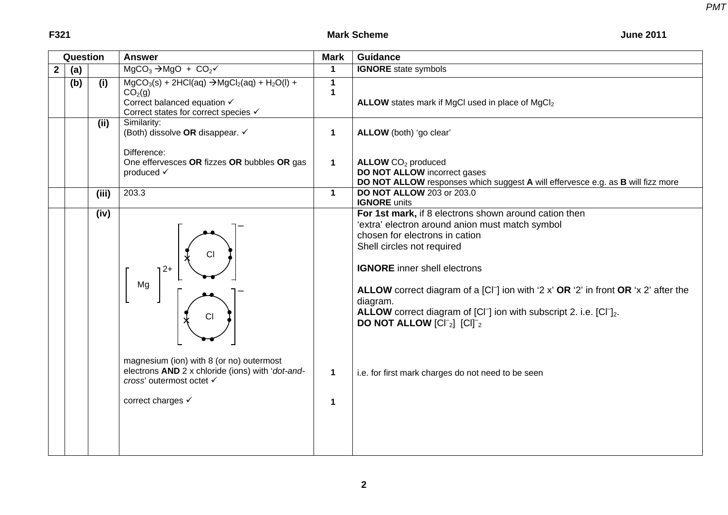| Question | | | Answer | Mark | Guidance |
|---|---|---|---|---|---|
| 2 | (a) | | $MgCO_3 \rightarrow MgO + CO_2$ ✓ | 1 | **IGNORE** state symbols |
| | (b) | (i) | $MgCO_3(s) + 2HCl(aq) \rightarrow MgCl_2(aq) + H_2O(l) + CO_2(g)$<br>Correct balanced equation ✓<br>Correct states for correct species ✓ | 1<br>1 | **ALLOW** states mark if MgCl used in place of $MgCl_2$ |
| | | (ii) | Similarity:<br>(Both) dissolve **OR** disappear. ✓<br><br>Difference:<br>One effervesces **OR** fizzes **OR** bubbles **OR** gas produced ✓ | 1<br><br><br>1 | **ALLOW** (both) 'go clear'<br><br>**ALLOW** $CO_2$ produced<br>**DO NOT ALLOW** incorrect gases<br>**DO NOT ALLOW** responses which suggest **A** will effervesce e.g. as **B** will fizz more |
| | | (iii) | 203.3 | 1 | **DO NOT ALLOW** 203 or 203.0<br>**IGNORE** units |
| | | (iv) | $[Mg]^{2+}$ $[Cl]^-$ $[Cl]^-$ (dot-and-cross diagram: each Cl with 7 dots and 1 cross in outer shell)<br><br>magnesium (ion) with 8 (or no) outermost electrons **AND** 2 x chloride (ions) with '*dot-and-cross*' outermost octet ✓<br><br>correct charges ✓ | <br><br>1<br><br>1 | **For 1st mark,** if 8 electrons shown around cation then 'extra' electron around anion must match symbol chosen for electrons in cation<br>Shell circles not required<br><br>**IGNORE** inner shell electrons<br><br>**ALLOW** correct diagram of a $[Cl^-]$ ion with '2 x' **OR** '2' in front **OR** 'x 2' after the diagram.<br>**ALLOW** correct diagram of $[Cl^-]$ ion with subscript 2. i.e. $[Cl^-]_2$.<br>**DO NOT ALLOW** $[Cl^-{}_2]$ $[Cl]^-{}_2$<br><br>i.e. for first mark charges do not need to be seen |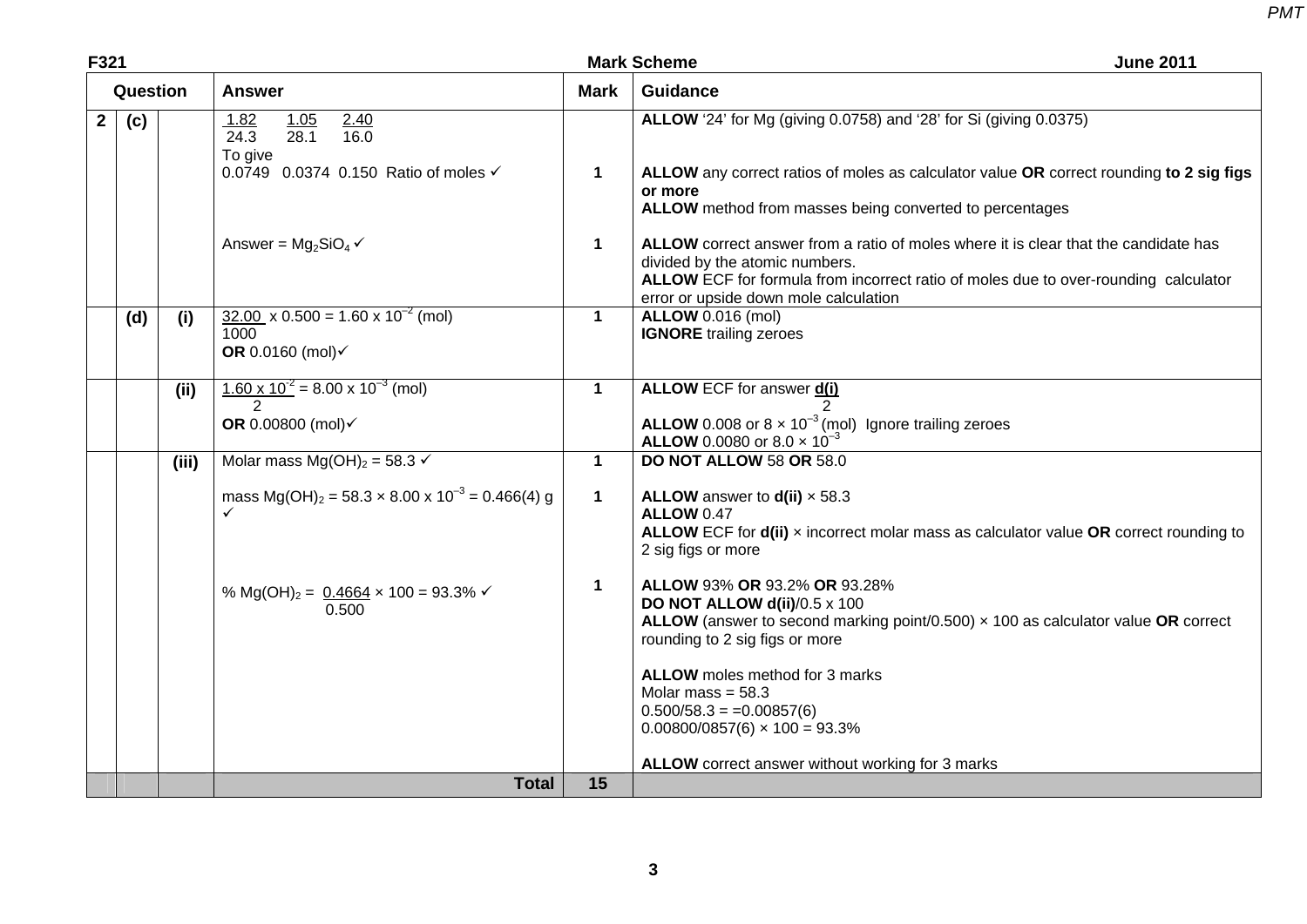**F321** **Mark Scheme** **June 2011**

| Question | | | Answer | Mark | Guidance |
|---|---|---|---|---|---|
| 2 | (c) | | $\frac{1.82}{24.3}$ $\frac{1.05}{28.1}$ $\frac{2.40}{16.0}$<br>To give<br>0.0749 0.0374 0.150 Ratio of moles ✓<br><br>Answer = $Mg_2SiO_4$ ✓ | 1<br><br>1 | **ALLOW** '24' for Mg (giving 0.0758) and '28' for Si (giving 0.0375)<br><br>**ALLOW** any correct ratios of moles as calculator value **OR** correct rounding **to 2 sig figs or more**<br>**ALLOW** method from masses being converted to percentages<br><br>**ALLOW** correct answer from a ratio of moles where it is clear that the candidate has divided by the atomic numbers.<br>**ALLOW** ECF for formula from incorrect ratio of moles due to over-rounding calculator error or upside down mole calculation |
| | (d) | (i) | $\frac{32.00}{1000} \times 0.500 = 1.60 \times 10^{-2}$ (mol)<br>**OR** 0.0160 (mol)✓ | 1 | **ALLOW** 0.016 (mol)<br>**IGNORE** trailing zeroes |
| | | (ii) | $\frac{1.60 \times 10^{-2}}{2} = 8.00 \times 10^{-3}$ (mol)<br>**OR** 0.00800 (mol)✓ | 1 | **ALLOW** ECF for answer $\frac{\textbf{d(i)}}{2}$<br>**ALLOW** 0.008 or $8 \times 10^{-3}$ (mol) Ignore trailing zeroes<br>**ALLOW** 0.0080 or $8.0 \times 10^{-3}$ |
| | | (iii) | Molar mass $Mg(OH)_2$ = 58.3 ✓<br><br>mass $Mg(OH)_2 = 58.3 \times 8.00 \times 10^{-3} = 0.466(4)$ g ✓<br><br>% $Mg(OH)_2 = \frac{0.4664}{0.500} \times 100 = 93.3\%$ ✓ | 1<br><br>1<br><br>1 | **DO NOT ALLOW** 58 **OR** 58.0<br><br>**ALLOW** answer to **d(ii)** × 58.3<br>**ALLOW** 0.47<br>**ALLOW** ECF for **d(ii)** × incorrect molar mass as calculator value **OR** correct rounding to 2 sig figs or more<br><br>**ALLOW** 93% **OR** 93.2% **OR** 93.28%<br>**DO NOT ALLOW d(ii)**/0.5 x 100<br>**ALLOW** (answer to second marking point/0.500) × 100 as calculator value **OR** correct rounding to 2 sig figs or more<br><br>**ALLOW** moles method for 3 marks<br>Molar mass = 58.3<br>0.500/58.3 = =0.00857(6)<br>0.00800/0857(6) × 100 = 93.3%<br><br>**ALLOW** correct answer without working for 3 marks |
| | | | **Total** | **15** | |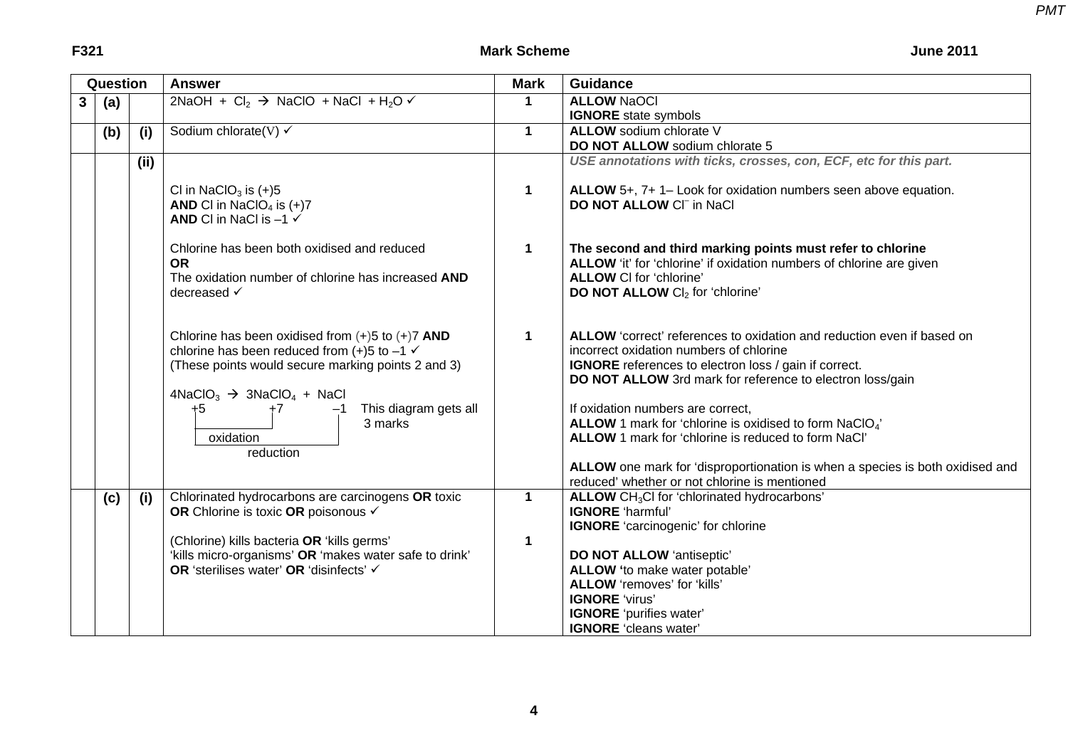| Question | | | Answer | Mark | Guidance |
|---|---|---|---|---|---|
| 3 | (a) | | $2NaOH + Cl_2 \rightarrow NaClO + NaCl + H_2O$ ✓ | 1 | **ALLOW** NaOCl<br>**IGNORE** state symbols |
| | (b) | (i) | Sodium chlorate(V) ✓ | 1 | **ALLOW** sodium chlorate V<br>**DO NOT ALLOW** sodium chlorate 5 |
| | | (ii) | Cl in $NaClO_3$ is (+)5<br>**AND** Cl in $NaClO_4$ is (+)7<br>**AND** Cl in NaCl is –1 ✓<br><br>Chlorine has been both oxidised and reduced<br>**OR**<br>The oxidation number of chlorine has increased **AND** decreased ✓<br><br>Chlorine has been oxidised from (+)5 to (+)7 **AND** chlorine has been reduced from (+)5 to –1 ✓<br>(These points would secure marking points 2 and 3)<br><br>$4NaClO_3 \rightarrow 3NaClO_4 + NaCl$<br>+5 +7 –1 This diagram gets all 3 marks<br>oxidation (+5 → +7)<br>reduction (+5 → –1) | 1<br><br><br><br>1<br><br><br><br>1 | *USE annotations with ticks, crosses, con, ECF, etc for this part.*<br><br>**ALLOW** 5+, 7+ 1– Look for oxidation numbers seen above equation.<br>**DO NOT ALLOW** $Cl^-$ in NaCl<br><br>**The second and third marking points must refer to chlorine**<br>**ALLOW** 'it' for 'chlorine' if oxidation numbers of chlorine are given<br>**ALLOW** Cl for 'chlorine'<br>**DO NOT ALLOW** $Cl_2$ for 'chlorine'<br><br>**ALLOW** 'correct' references to oxidation and reduction even if based on incorrect oxidation numbers of chlorine<br>**IGNORE** references to electron loss / gain if correct.<br>**DO NOT ALLOW** 3rd mark for reference to electron loss/gain<br><br>If oxidation numbers are correct,<br>**ALLOW** 1 mark for 'chlorine is oxidised to form $NaClO_4$'<br>**ALLOW** 1 mark for 'chlorine is reduced to form NaCl'<br><br>**ALLOW** one mark for 'disproportionation is when a species is both oxidised and reduced' whether or not chlorine is mentioned |
| | (c) | (i) | Chlorinated hydrocarbons are carcinogens **OR** toxic **OR** Chlorine is toxic **OR** poisonous ✓<br><br>(Chlorine) kills bacteria **OR** 'kills germs' 'kills micro-organisms' **OR** 'makes water safe to drink' **OR** 'sterilises water' **OR** 'disinfects' ✓ | 1<br><br><br>1 | **ALLOW** $CH_3Cl$ for 'chlorinated hydrocarbons'<br>**IGNORE** 'harmful'<br>**IGNORE** 'carcinogenic' for chlorine<br><br>**DO NOT ALLOW** 'antiseptic'<br>**ALLOW** 'to make water potable'<br>**ALLOW** 'removes' for 'kills'<br>**IGNORE** 'virus'<br>**IGNORE** 'purifies water'<br>**IGNORE** 'cleans water' |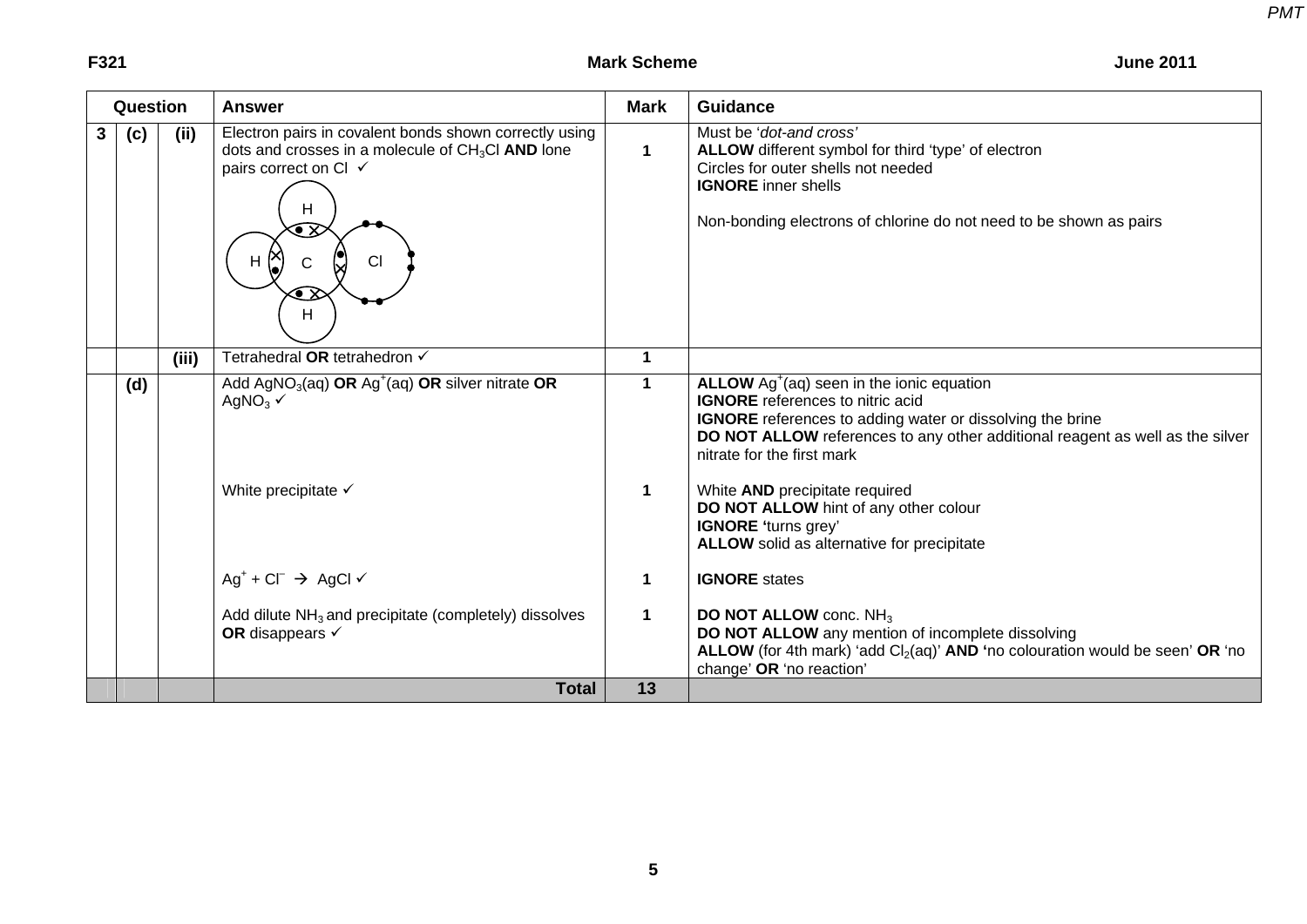| Question | | | Answer | Mark | Guidance |
|---|---|---|---|---|---|
| 3 | (c) | (ii) | Electron pairs in covalent bonds shown correctly using dots and crosses in a molecule of $CH_3Cl$ **AND** lone pairs correct on Cl ✓ | 1 | Must be '*dot-and cross'*<br>**ALLOW** different symbol for third 'type' of electron<br>Circles for outer shells not needed<br>**IGNORE** inner shells<br><br>Non-bonding electrons of chlorine do not need to be shown as pairs |
| | | (iii) | Tetrahedral **OR** tetrahedron ✓ | 1 | |
| | (d) | | Add $AgNO_3(aq)$ **OR** $Ag^+(aq)$ **OR** silver nitrate **OR** $AgNO_3$ ✓<br><br>White precipitate ✓<br><br>$Ag^+ + Cl^- \rightarrow AgCl$ ✓<br><br>Add dilute $NH_3$ and precipitate (completely) dissolves **OR** disappears ✓ | 1<br><br>1<br><br>1<br><br>1 | **ALLOW** $Ag^+(aq)$ seen in the ionic equation<br>**IGNORE** references to nitric acid<br>**IGNORE** references to adding water or dissolving the brine<br>**DO NOT ALLOW** references to any other additional reagent as well as the silver nitrate for the first mark<br><br>White **AND** precipitate required<br>**DO NOT ALLOW** hint of any other colour<br>**IGNORE** 'turns grey'<br>**ALLOW** solid as alternative for precipitate<br><br>**IGNORE** states<br><br>**DO NOT ALLOW** conc. $NH_3$<br>**DO NOT ALLOW** any mention of incomplete dissolving<br>**ALLOW** (for 4th mark) 'add $Cl_2(aq)$' **AND** 'no colouration would be seen' **OR** 'no change' **OR** 'no reaction' |
| | | | **Total** | **13** | |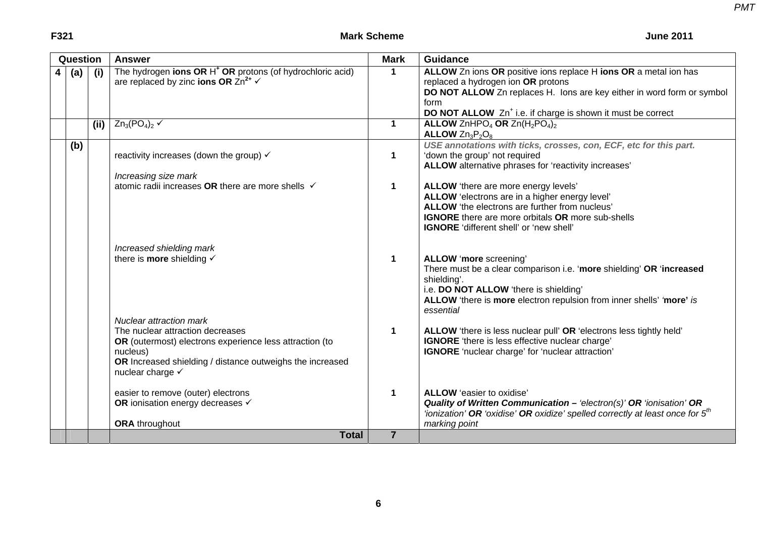| Question | | | Answer | Mark | Guidance |
|---|---|---|---|---|---|
| 4 | (a) | (i) | The hydrogen **ions OR** $H^+$ **OR** protons (of hydrochloric acid) are replaced by zinc **ions OR** $Zn^{2+}$ ✓ | 1 | **ALLOW** Zn ions **OR** positive ions replace H **ions OR** a metal ion has replaced a hydrogen ion **OR** protons<br>**DO NOT ALLOW** Zn replaces H. Ions are key either in word form or symbol form<br>**DO NOT ALLOW** $Zn^+$ i.e. if charge is shown it must be correct |
| | | (ii) | $Zn_3(PO_4)_2$ ✓ | 1 | **ALLOW** $ZnHPO_4$ **OR** $Zn(H_2PO_4)_2$<br>**ALLOW** $Zn_3P_2O_8$ |
| | (b) | | reactivity increases (down the group) ✓<br><br>*Increasing size mark*<br>atomic radii increases **OR** there are more shells ✓<br><br>*Increased shielding mark*<br>there is **more** shielding ✓<br><br>*Nuclear attraction mark*<br>The nuclear attraction decreases<br>**OR** (outermost) electrons experience less attraction (to nucleus)<br>**OR** Increased shielding / distance outweighs the increased nuclear charge ✓<br><br>easier to remove (outer) electrons<br>**OR** ionisation energy decreases ✓<br><br>**ORA** throughout | 1<br><br>1<br><br>1<br><br>1<br><br>1 | ***USE annotations with ticks, crosses, con, ECF, etc for this part.***<br>'down the group' not required<br>**ALLOW** alternative phrases for 'reactivity increases'<br><br>**ALLOW** 'there are more energy levels'<br>**ALLOW** 'electrons are in a higher energy level'<br>**ALLOW** 'the electrons are further from nucleus'<br>**IGNORE** there are more orbitals **OR** more sub-shells<br>**IGNORE** 'different shell' or 'new shell'<br><br>**ALLOW** '**more** screening'<br>There must be a clear comparison i.e. '**more** shielding' **OR** '**increased** shielding'.<br>i.e. **DO NOT ALLOW** 'there is shielding'<br>**ALLOW** 'there is **more** electron repulsion from inner shells' *'**more'** is essential*<br><br>**ALLOW** 'there is less nuclear pull' **OR** 'electrons less tightly held'<br>**IGNORE** 'there is less effective nuclear charge'<br>**IGNORE** 'nuclear charge' for 'nuclear attraction'<br><br>**ALLOW** 'easier to oxidise'<br>***Quality of Written Communication –*** *'electron(s)'* ***OR*** *'ionisation'* ***OR*** *'ionization'* ***OR*** *'oxidise'* ***OR*** *oxidize' spelled correctly at least once for 5th marking point* |
| | | | **Total** | **7** | |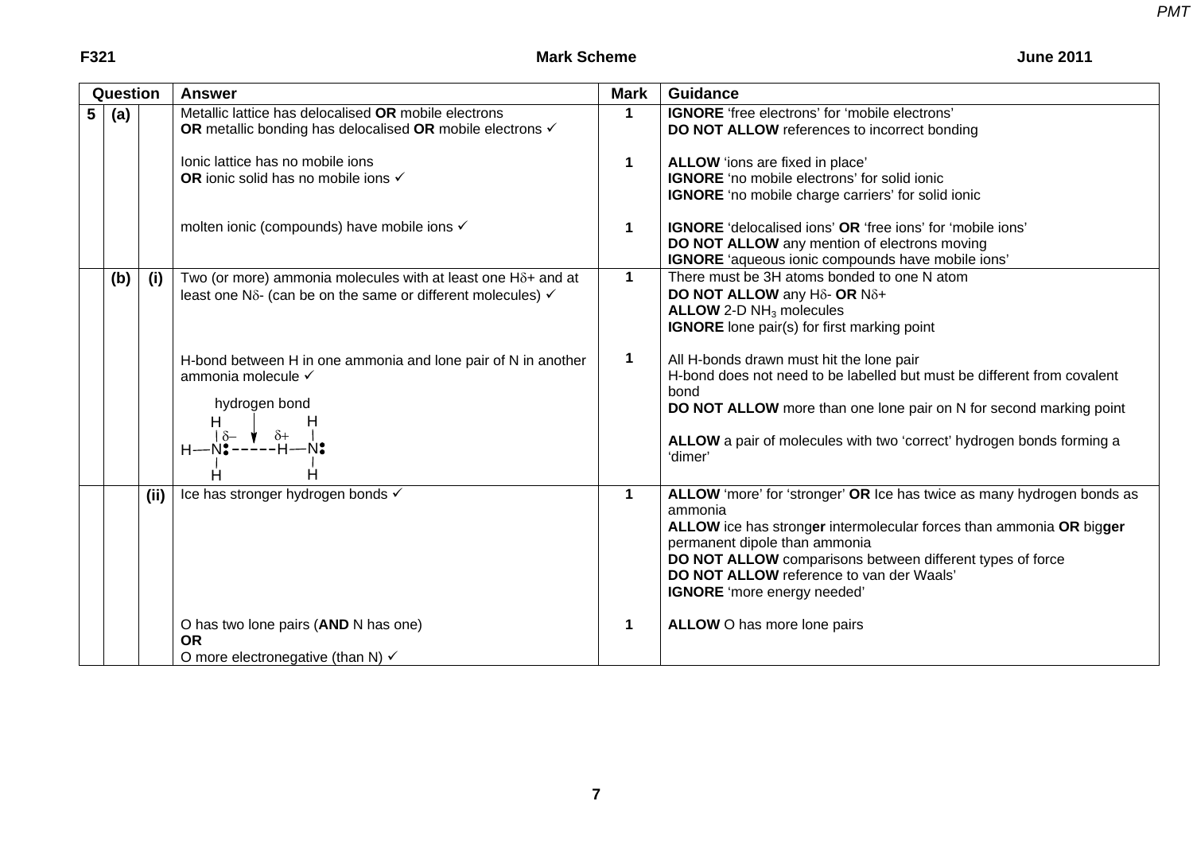| Question | | | Answer | Mark | Guidance |
|---|---|---|---|---|---|
| 5 | (a) | | Metallic lattice has delocalised **OR** mobile electrons<br>**OR** metallic bonding has delocalised **OR** mobile electrons ✓ | 1 | **IGNORE** 'free electrons' for 'mobile electrons'<br>**DO NOT ALLOW** references to incorrect bonding |
| | | | Ionic lattice has no mobile ions<br>**OR** ionic solid has no mobile ions ✓ | 1 | **ALLOW** 'ions are fixed in place'<br>**IGNORE** 'no mobile electrons' for solid ionic<br>**IGNORE** 'no mobile charge carriers' for solid ionic |
| | | | molten ionic (compounds) have mobile ions ✓ | 1 | **IGNORE** 'delocalised ions' **OR** 'free ions' for 'mobile ions'<br>**DO NOT ALLOW** any mention of electrons moving<br>**IGNORE** 'aqueous ionic compounds have mobile ions' |
| | (b) | (i) | Two (or more) ammonia molecules with at least one H$\delta$+ and at least one N$\delta$- (can be on the same or different molecules) ✓ | 1 | There must be 3H atoms bonded to one N atom<br>**DO NOT ALLOW** any H$\delta$- **OR** N$\delta$+<br>**ALLOW** 2-D $NH_3$ molecules<br>**IGNORE** lone pair(s) for first marking point |
| | | | H-bond between H in one ammonia and lone pair of N in another ammonia molecule ✓<br><br>hydrogen bond<br>H(3)N: $\delta$– - - - - - $\delta$+ H–N(H2): | 1 | All H-bonds drawn must hit the lone pair<br>H-bond does not need to be labelled but must be different from covalent bond<br>**DO NOT ALLOW** more than one lone pair on N for second marking point<br><br>**ALLOW** a pair of molecules with two 'correct' hydrogen bonds forming a 'dimer' |
| | | (ii) | Ice has stronger hydrogen bonds ✓ | 1 | **ALLOW** 'more' for 'stronger' **OR** Ice has twice as many hydrogen bonds as ammonia<br>**ALLOW** ice has strong**er** intermolecular forces than ammonia **OR** big**ger** permanent dipole than ammonia<br>**DO NOT ALLOW** comparisons between different types of force<br>**DO NOT ALLOW** reference to van der Waals'<br>**IGNORE** 'more energy needed' |
| | | | O has two lone pairs (**AND** N has one)<br>**OR**<br>O more electronegative (than N) ✓ | 1 | **ALLOW** O has more lone pairs |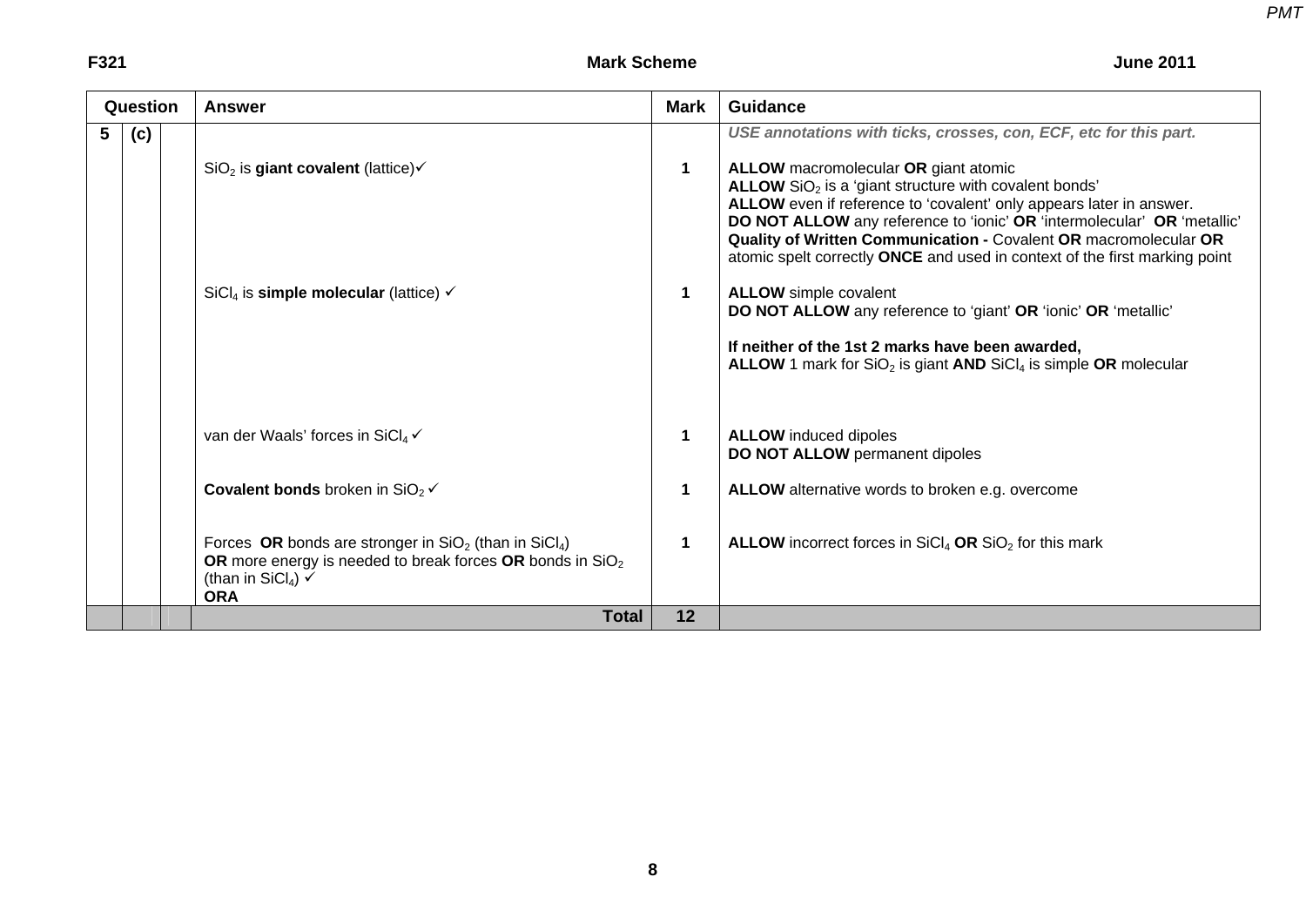| Question | | | Answer | Mark | Guidance |
|---|---|---|---|---|---|
| 5 | (c) | | | | ***USE annotations with ticks, crosses, con, ECF, etc for this part.*** |
| | | | $SiO_2$ is **giant covalent** (lattice)✓ | 1 | **ALLOW** macromolecular **OR** giant atomic<br>**ALLOW** $SiO_2$ is a 'giant structure with covalent bonds'<br>**ALLOW** even if reference to 'covalent' only appears later in answer.<br>**DO NOT ALLOW** any reference to 'ionic' **OR** 'intermolecular' **OR** 'metallic'<br>**Quality of Written Communication -** Covalent **OR** macromolecular **OR** atomic spelt correctly **ONCE** and used in context of the first marking point |
| | | | $SiCl_4$ is **simple molecular** (lattice) ✓ | 1 | **ALLOW** simple covalent<br>**DO NOT ALLOW** any reference to 'giant' **OR** 'ionic' **OR** 'metallic'<br><br>**If neither of the 1st 2 marks have been awarded,**<br>**ALLOW** 1 mark for $SiO_2$ is giant **AND** $SiCl_4$ is simple **OR** molecular |
| | | | van der Waals' forces in $SiCl_4$ ✓ | 1 | **ALLOW** induced dipoles<br>**DO NOT ALLOW** permanent dipoles |
| | | | **Covalent bonds** broken in $SiO_2$ ✓ | 1 | **ALLOW** alternative words to broken e.g. overcome |
| | | | Forces **OR** bonds are stronger in $SiO_2$ (than in $SiCl_4$)<br>**OR** more energy is needed to break forces **OR** bonds in $SiO_2$ (than in $SiCl_4$) ✓<br>**ORA** | 1 | **ALLOW** incorrect forces in $SiCl_4$ **OR** $SiO_2$ for this mark |
| | | | **Total** | **12** | |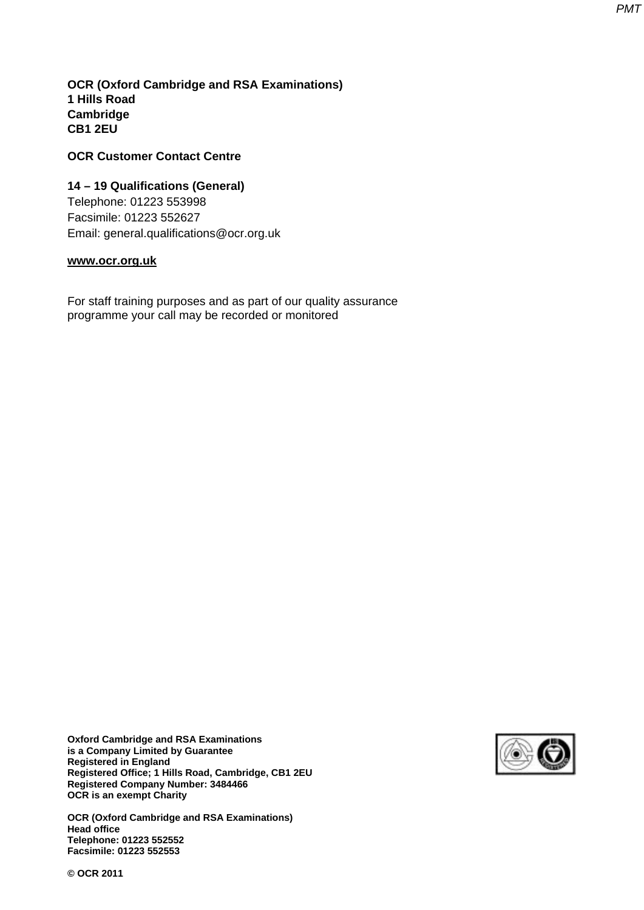**OCR (Oxford Cambridge and RSA Examinations)**
**1 Hills Road**
**Cambridge**
**CB1 2EU**

**OCR Customer Contact Centre**

**14 – 19 Qualifications (General)**
Telephone: 01223 553998
Facsimile: 01223 552627
Email: general.qualifications@ocr.org.uk

**www.ocr.org.uk**

For staff training purposes and as part of our quality assurance programme your call may be recorded or monitored

**Oxford Cambridge and RSA Examinations**
**is a Company Limited by Guarantee**
**Registered in England**
**Registered Office; 1 Hills Road, Cambridge, CB1 2EU**
**Registered Company Number: 3484466**
**OCR is an exempt Charity**

**OCR (Oxford Cambridge and RSA Examinations)**
**Head office**
**Telephone: 01223 552552**
**Facsimile: 01223 552553**

**© OCR 2011**